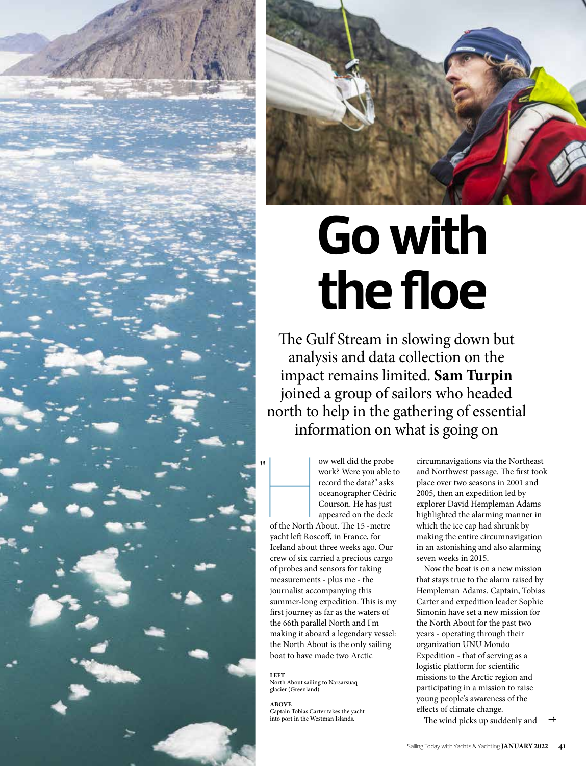# Go with the floe

The Gulf Stream in slowing down but analysis and data collection on the impact remains limited. **Sam Turpin** joined a group of sailors who headed north to help in the gathering of essential information on what is going on

"How well did the probe work? Were you able to record the data?" asks oceanographer Cédric Courson. He has just appeared on the deck of the North About. The 15 -metre yacht left Roscoff, in France, for Iceland about three weeks ago. Our crew of six carried a precious cargo of probes and sensors for taking measurements - plus me - the journalist accompanying this summer-long expedition. This is my first journey as far as the waters of the 66th parallel North and I'm making it aboard a legendary vessel: the North About is the only sailing boat to have made two Arctic circumnavigations via the Northeast and Northwest passage. The first took place over two seasons in 2001 and 2005, then an expedition led by explorer David Hempleman Adams highlighted the alarming manner in which the ice cap had shrunk by making the entire circumnavigation in an astonishing and also alarming seven weeks in 2015.

Now the boat is on a new mission that stays true to the alarm raised by Hempleman Adams. Captain, Tobias Carter and expedition leader Sophie Simonin have set a new mission for the North About for the past two years - operating through their organization UNU Mondo Expedition - that of serving as a logistic platform for scientific missions to the Arctic region and participating in a mission to raise young people's awareness of the effects of climate change.

The wind picks up suddenly and →

**LEFT**
North About sailing to Narsarsuaq glacier (Greenland)

**ABOVE**
Captain Tobias Carter takes the yacht into port in the Westman Islands.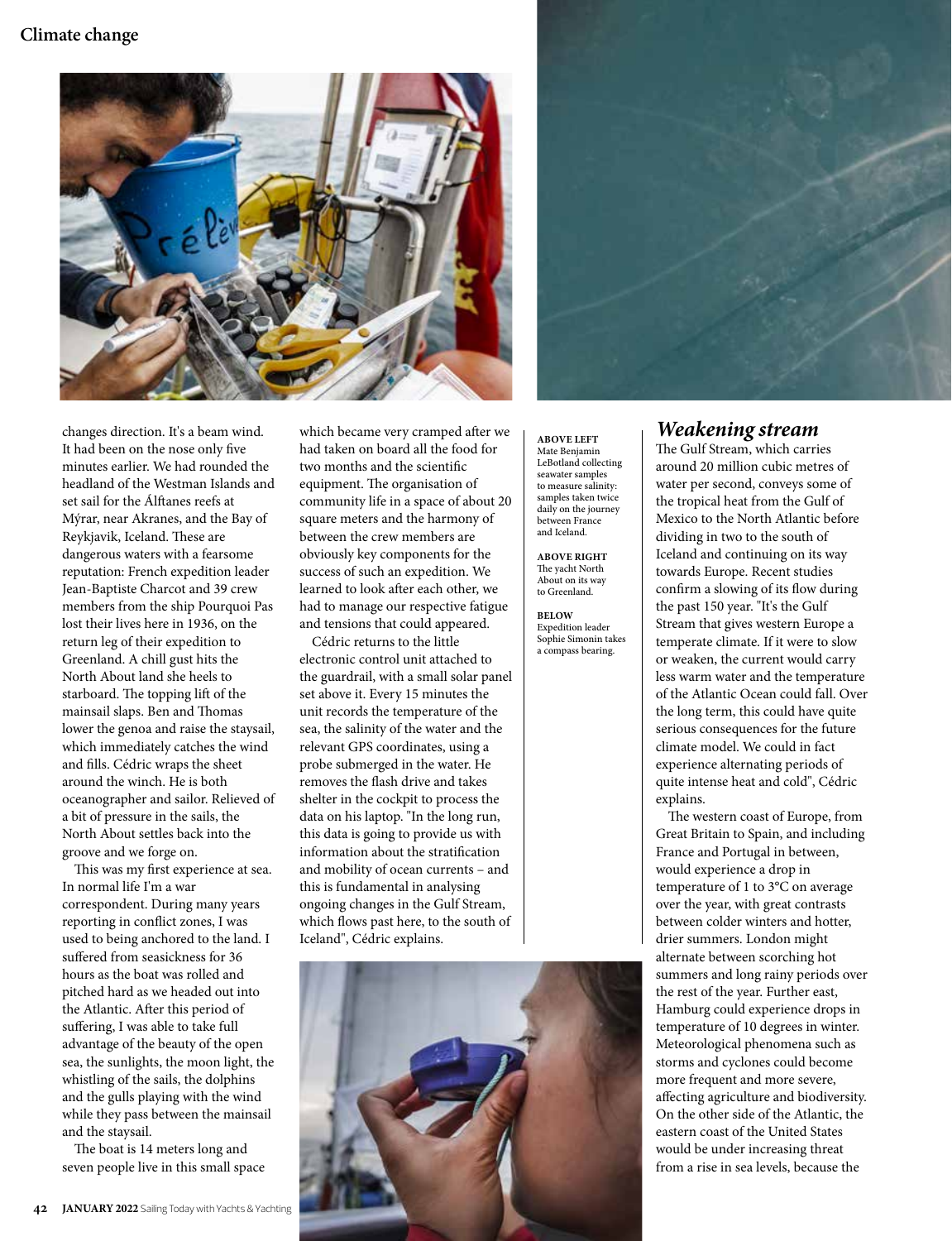changes direction. It's a beam wind. It had been on the nose only five minutes earlier. We had rounded the headland of the Westman Islands and set sail for the Álftanes reefs at Mýrar, near Akranes, and the Bay of Reykjavik, Iceland. These are dangerous waters with a fearsome reputation: French expedition leader Jean-Baptiste Charcot and 39 crew members from the ship Pourquoi Pas lost their lives here in 1936, on the return leg of their expedition to Greenland. A chill gust hits the North About land she heels to starboard. The topping lift of the mainsail slaps. Ben and Thomas lower the genoa and raise the staysail, which immediately catches the wind and fills. Cédric wraps the sheet around the winch. He is both oceanographer and sailor. Relieved of a bit of pressure in the sails, the North About settles back into the groove and we forge on.

This was my first experience at sea. In normal life I'm a war correspondent. During many years reporting in conflict zones, I was used to being anchored to the land. I suffered from seasickness for 36 hours as the boat was rolled and pitched hard as we headed out into the Atlantic. After this period of suffering, I was able to take full advantage of the beauty of the open sea, the sunlights, the moon light, the whistling of the sails, the dolphins and the gulls playing with the wind while they pass between the mainsail and the staysail.

The boat is 14 meters long and seven people live in this small space which became very cramped after we had taken on board all the food for two months and the scientific equipment. The organisation of community life in a space of about 20 square meters and the harmony of between the crew members are obviously key components for the success of such an expedition. We learned to look after each other, we had to manage our respective fatigue and tensions that could appeared.

Cédric returns to the little electronic control unit attached to the guardrail, with a small solar panel set above it. Every 15 minutes the unit records the temperature of the sea, the salinity of the water and the relevant GPS coordinates, using a probe submerged in the water. He removes the flash drive and takes shelter in the cockpit to process the data on his laptop. "In the long run, this data is going to provide us with information about the stratification and mobility of ocean currents – and this is fundamental in analysing ongoing changes in the Gulf Stream, which flows past here, to the south of Iceland", Cédric explains.

**ABOVE LEFT**
Mate Benjamin LeBotland collecting seawater samples to measure salinity: samples taken twice daily on the journey between France and Iceland.

**ABOVE RIGHT**
The yacht North About on its way to Greenland.

**BELOW**
Expedition leader Sophie Simonin takes a compass bearing.

## *Weakening stream*

The Gulf Stream, which carries around 20 million cubic metres of water per second, conveys some of the tropical heat from the Gulf of Mexico to the North Atlantic before dividing in two to the south of Iceland and continuing on its way towards Europe. Recent studies confirm a slowing of its flow during the past 150 year. "It's the Gulf Stream that gives western Europe a temperate climate. If it were to slow or weaken, the current would carry less warm water and the temperature of the Atlantic Ocean could fall. Over the long term, this could have quite serious consequences for the future climate model. We could in fact experience alternating periods of quite intense heat and cold", Cédric explains.

The western coast of Europe, from Great Britain to Spain, and including France and Portugal in between, would experience a drop in temperature of 1 to 3°C on average over the year, with great contrasts between colder winters and hotter, drier summers. London might alternate between scorching hot summers and long rainy periods over the rest of the year. Further east, Hamburg could experience drops in temperature of 10 degrees in winter. Meteorological phenomena such as storms and cyclones could become more frequent and more severe, affecting agriculture and biodiversity. On the other side of the Atlantic, the eastern coast of the United States would be under increasing threat from a rise in sea levels, because the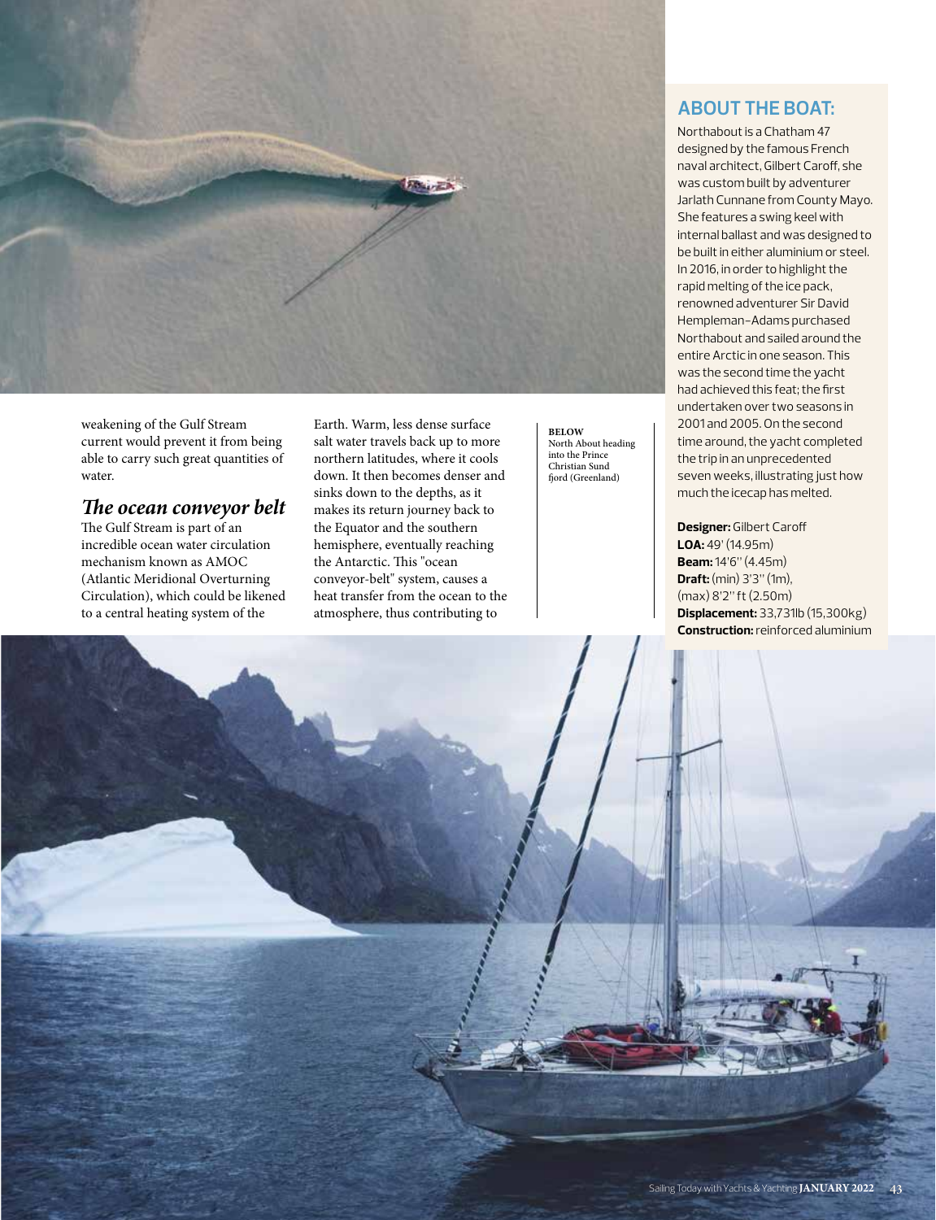weakening of the Gulf Stream current would prevent it from being able to carry such great quantities of water.

## *The ocean conveyor belt*

The Gulf Stream is part of an incredible ocean water circulation mechanism known as AMOC (Atlantic Meridional Overturning Circulation), which could be likened to a central heating system of the Earth. Warm, less dense surface salt water travels back up to more northern latitudes, where it cools down. It then becomes denser and sinks down to the depths, as it makes its return journey back to the Equator and the southern hemisphere, eventually reaching the Antarctic. This "ocean conveyor-belt" system, causes a heat transfer from the ocean to the atmosphere, thus contributing to

**BELOW**
North About heading into the Prince Christian Sund fjord (Greenland)

## ABOUT THE BOAT:

Northabout is a Chatham 47 designed by the famous French naval architect, Gilbert Caroff, she was custom built by adventurer Jarlath Cunnane from County Mayo. She features a swing keel with internal ballast and was designed to be built in either aluminium or steel. In 2016, in order to highlight the rapid melting of the ice pack, renowned adventurer Sir David Hempleman-Adams purchased Northabout and sailed around the entire Arctic in one season. This was the second time the yacht had achieved this feat; the first undertaken over two seasons in 2001 and 2005. On the second time around, the yacht completed the trip in an unprecedented seven weeks, illustrating just how much the icecap has melted.

**Designer:** Gilbert Caroff
**LOA:** 49' (14.95m)
**Beam:** 14'6" (4.45m)
**Draft:** (min) 3'3" (1m), (max) 8'2" ft (2.50m)
**Displacement:** 33,731lb (15,300kg)
**Construction:** reinforced aluminium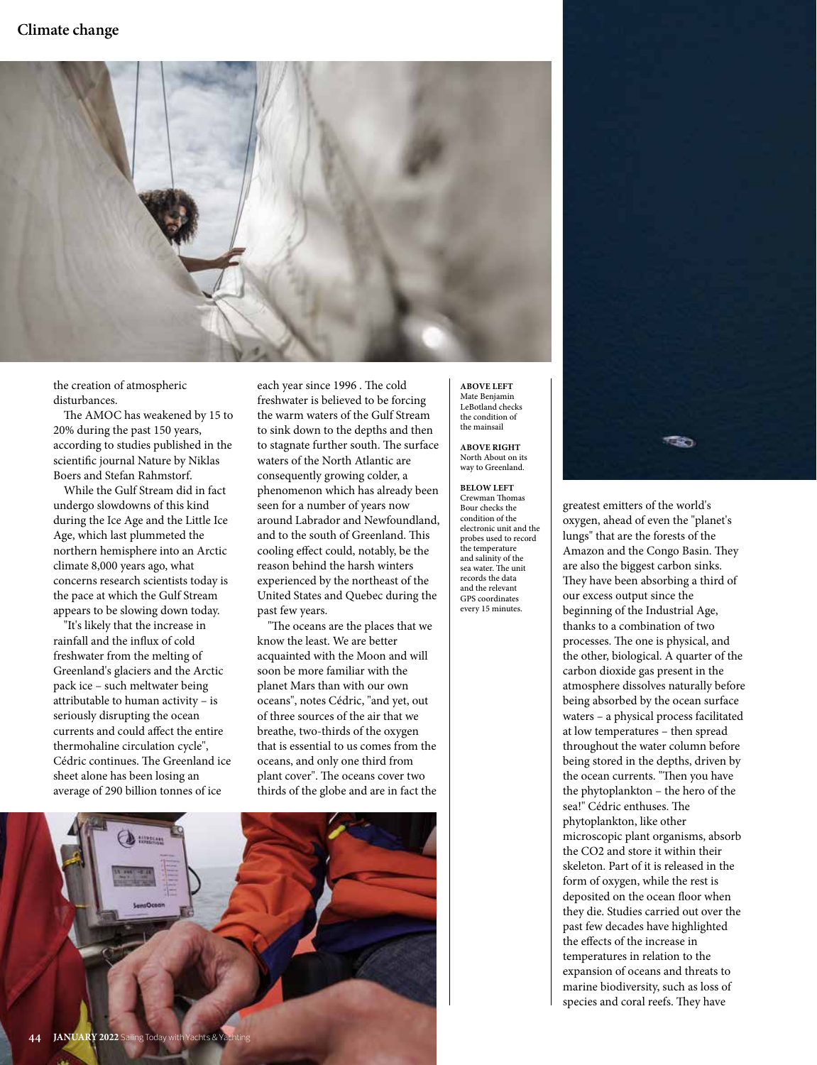the creation of atmospheric disturbances.

The AMOC has weakened by 15 to 20% during the past 150 years, according to studies published in the scientific journal Nature by Niklas Boers and Stefan Rahmstorf.

While the Gulf Stream did in fact undergo slowdowns of this kind during the Ice Age and the Little Ice Age, which last plummeted the northern hemisphere into an Arctic climate 8,000 years ago, what concerns research scientists today is the pace at which the Gulf Stream appears to be slowing down today.

"It's likely that the increase in rainfall and the influx of cold freshwater from the melting of Greenland's glaciers and the Arctic pack ice – such meltwater being attributable to human activity – is seriously disrupting the ocean currents and could affect the entire thermohaline circulation cycle", Cédric continues. The Greenland ice sheet alone has been losing an average of 290 billion tonnes of ice each year since 1996 . The cold freshwater is believed to be forcing the warm waters of the Gulf Stream to sink down to the depths and then to stagnate further south. The surface waters of the North Atlantic are consequently growing colder, a phenomenon which has already been seen for a number of years now around Labrador and Newfoundland, and to the south of Greenland. This cooling effect could, notably, be the reason behind the harsh winters experienced by the northeast of the United States and Quebec during the past few years.

"The oceans are the places that we know the least. We are better acquainted with the Moon and will soon be more familiar with the planet Mars than with our own oceans", notes Cédric, "and yet, out of three sources of the air that we breathe, two-thirds of the oxygen that is essential to us comes from the oceans, and only one third from plant cover". The oceans cover two thirds of the globe and are in fact the greatest emitters of the world's oxygen, ahead of even the "planet's lungs" that are the forests of the Amazon and the Congo Basin. They are also the biggest carbon sinks. They have been absorbing a third of our excess output since the beginning of the Industrial Age, thanks to a combination of two processes. The one is physical, and the other, biological. A quarter of the carbon dioxide gas present in the atmosphere dissolves naturally before being absorbed by the ocean surface waters – a physical process facilitated at low temperatures – then spread throughout the water column before being stored in the depths, driven by the ocean currents. "Then you have the phytoplankton – the hero of the sea!" Cédric enthuses. The phytoplankton, like other microscopic plant organisms, absorb the $CO_2$ and store it within their skeleton. Part of it is released in the form of oxygen, while the rest is deposited on the ocean floor when they die. Studies carried out over the past few decades have highlighted the effects of the increase in temperatures in relation to the expansion of oceans and threats to marine biodiversity, such as loss of species and coral reefs. They have

**ABOVE LEFT** Mate Benjamin LeBotland checks the condition of the mainsail

**ABOVE RIGHT** North About on its way to Greenland.

**BELOW LEFT** Crewman Thomas Bour checks the condition of the electronic unit and the probes used to record the temperature and salinity of the sea water. The unit records the data and the relevant GPS coordinates every 15 minutes.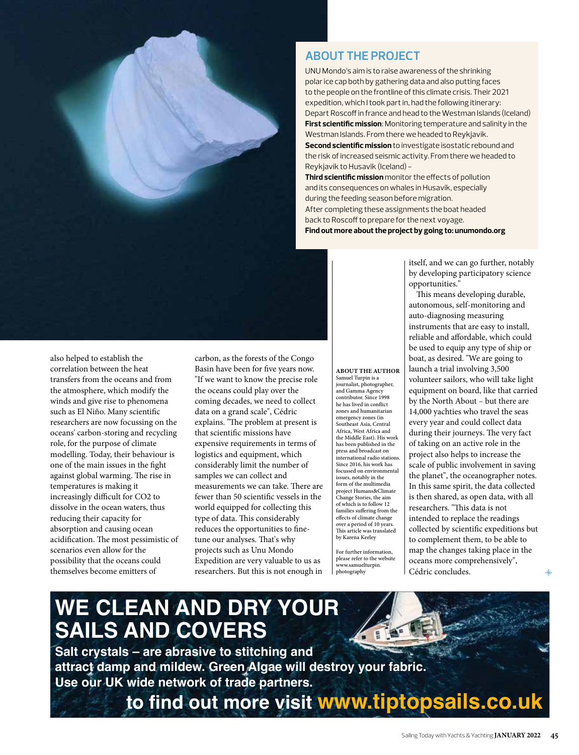## ABOUT THE PROJECT

UNU Mondo's aim is to raise awareness of the shrinking polar ice cap both by gathering data and also putting faces to the people on the frontline of this climate crisis. Their 2021 expedition, which I took part in, had the following itinerary:
Depart Roscoff in france and head to the Westman Islands (Iceland)
**First scientific mission**: Monitoring temperature and salinity in the Westman Islands. From there we headed to Reykjavik.
**Second scientific mission** to investigate isostatic rebound and the risk of increased seismic activity. From there we headed to Reykjavik to Husavik (Iceland) –
**Third scientific mission** monitor the effects of pollution and its consequences on whales in Husavik, especially during the feeding season before migration.
After completing these assignments the boat headed back to Roscoff to prepare for the next voyage.
**Find out more about the project by going to: unumondo.org**

also helped to establish the correlation between the heat transfers from the oceans and from the atmosphere, which modify the winds and give rise to phenomena such as El Niño. Many scientific researchers are now focussing on the oceans' carbon-storing and recycling role, for the purpose of climate modelling. Today, their behaviour is one of the main issues in the fight against global warming. The rise in temperatures is making it increasingly difficult for $CO_2$ to dissolve in the ocean waters, thus reducing their capacity for absorption and causing ocean acidification. The most pessimistic of scenarios even allow for the possibility that the oceans could themselves become emitters of carbon, as the forests of the Congo Basin have been for five years now. "If we want to know the precise role the oceans could play over the coming decades, we need to collect data on a grand scale", Cédric explains. "The problem at present is that scientific missions have expensive requirements in terms of logistics and equipment, which considerably limit the number of samples we can collect and measurements we can take. There are fewer than 50 scientific vessels in the world equipped for collecting this type of data. This considerably reduces the opportunities to fine-tune our analyses. That's why projects such as Unu Mondo Expedition are very valuable to us as researchers. But this is not enough in itself, and we can go further, notably by developing participatory science opportunities."

This means developing durable, autonomous, self-monitoring and auto-diagnosing measuring instruments that are easy to install, reliable and affordable, which could be used to equip any type of ship or boat, as desired. "We are going to launch a trial involving 3,500 volunteer sailors, who will take light equipment on board, like that carried by the North About – but there are 14,000 yachties who travel the seas every year and could collect data during their journeys. The very fact of taking on an active role in the project also helps to increase the scale of public involvement in saving the planet", the oceanographer notes. In this same spirit, the data collected is then shared, as open data, with all researchers. "This data is not intended to replace the readings collected by scientific expeditions but to complement them, to be able to map the changes taking place in the oceans more comprehensively", Cédric concludes.

**ABOUT THE AUTHOR**
Samuel Turpin is a journalist, photographer, and Gamma Agency contributor. Since 1998 he has lived in conflict zones and humanitarian emergency zones (in Southeast Asia, Central Africa, West Africa and the Middle East). His work has been published in the press and broadcast on international radio stations. Since 2016, his work has focussed on environmental issues, notably in the form of the multimedia project Humans&Climate Change Stories, the aim of which is to follow 12 families suffering from the effects of climate change over a period of 10 years. This article was translated by Karena Keeley

For further information, please refer to the website www.samuelturpin.photography

# WE CLEAN AND DRY YOUR SAILS AND COVERS

**Salt crystals – are abrasive to stitching and attract damp and mildew. Green Algae will destroy your fabric. Use our UK wide network of trade partners.**

**to find out more visit www.tiptopsails.co.uk**